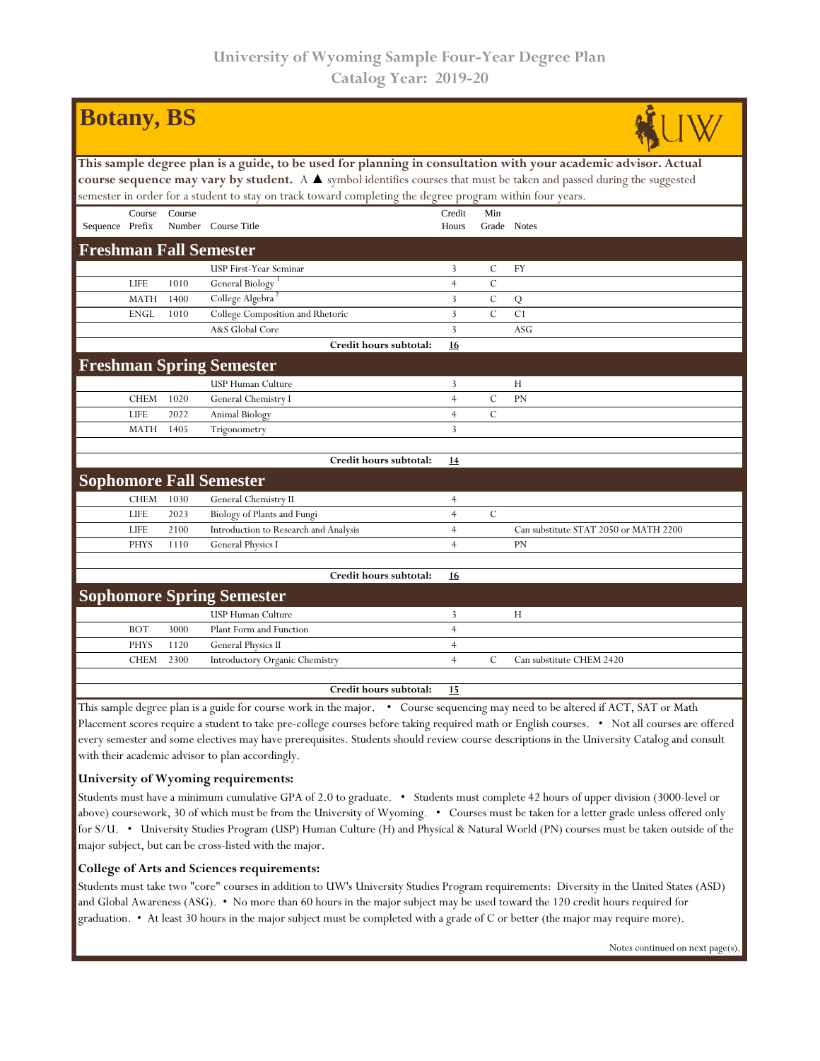# University of Wyoming Sample Four-Year Degree Plan
## Catalog Year: 2019-20

## Botany, BS

**This sample degree plan is a guide, to be used for planning in consultation with your academic advisor. Actual course sequence may vary by student.** A ▲ symbol identifies courses that must be taken and passed during the suggested semester in order for a student to stay on track toward completing the degree program within four years.

| Sequence | Course Prefix | Course Number | Course Title | Credit Hours | Min Grade | Notes |
|---|---|---|---|---|---|---|
| **Freshman Fall Semester** | | | | | | |
| | | | USP First-Year Seminar | 3 | C | FY |
| | LIFE | 1010 | General Biology [1] | 4 | C | |
| | MATH | 1400 | College Algebra [2] | 3 | C | Q |
| | ENGL | 1010 | College Composition and Rhetoric | 3 | C | C1 |
| | | | A&S Global Core | 3 | | ASG |
| | | | **Credit hours subtotal:** | **16** | | |
| **Freshman Spring Semester** | | | | | | |
| | | | USP Human Culture | 3 | | H |
| | CHEM | 1020 | General Chemistry I | 4 | C | PN |
| | LIFE | 2022 | Animal Biology | 4 | C | |
| | MATH | 1405 | Trigonometry | 3 | | |
| | | | **Credit hours subtotal:** | **14** | | |
| **Sophomore Fall Semester** | | | | | | |
| | CHEM | 1030 | General Chemistry II | 4 | | |
| | LIFE | 2023 | Biology of Plants and Fungi | 4 | C | |
| | LIFE | 2100 | Introduction to Research and Analysis | 4 | | Can substitute STAT 2050 or MATH 2200 |
| | PHYS | 1110 | General Physics I | 4 | | PN |
| | | | **Credit hours subtotal:** | **16** | | |
| **Sophomore Spring Semester** | | | | | | |
| | | | USP Human Culture | 3 | | H |
| | BOT | 3000 | Plant Form and Function | 4 | | |
| | PHYS | 1120 | General Physics II | 4 | | |
| | CHEM | 2300 | Introductory Organic Chemistry | 4 | C | Can substitute CHEM 2420 |
| | | | **Credit hours subtotal:** | **15** | | |

This sample degree plan is a guide for course work in the major. • Course sequencing may need to be altered if ACT, SAT or Math Placement scores require a student to take pre-college courses before taking required math or English courses. • Not all courses are offered every semester and some electives may have prerequisites. Students should review course descriptions in the University Catalog and consult with their academic advisor to plan accordingly.

**University of Wyoming requirements:**

Students must have a minimum cumulative GPA of 2.0 to graduate. • Students must complete 42 hours of upper division (3000-level or above) coursework, 30 of which must be from the University of Wyoming. • Courses must be taken for a letter grade unless offered only for S/U. • University Studies Program (USP) Human Culture (H) and Physical & Natural World (PN) courses must be taken outside of the major subject, but can be cross-listed with the major.

**College of Arts and Sciences requirements:**

Students must take two "core" courses in addition to UW's University Studies Program requirements: Diversity in the United States (ASD) and Global Awareness (ASG). • No more than 60 hours in the major subject may be used toward the 120 credit hours required for graduation. • At least 30 hours in the major subject must be completed with a grade of C or better (the major may require more).

Notes continued on next page(s).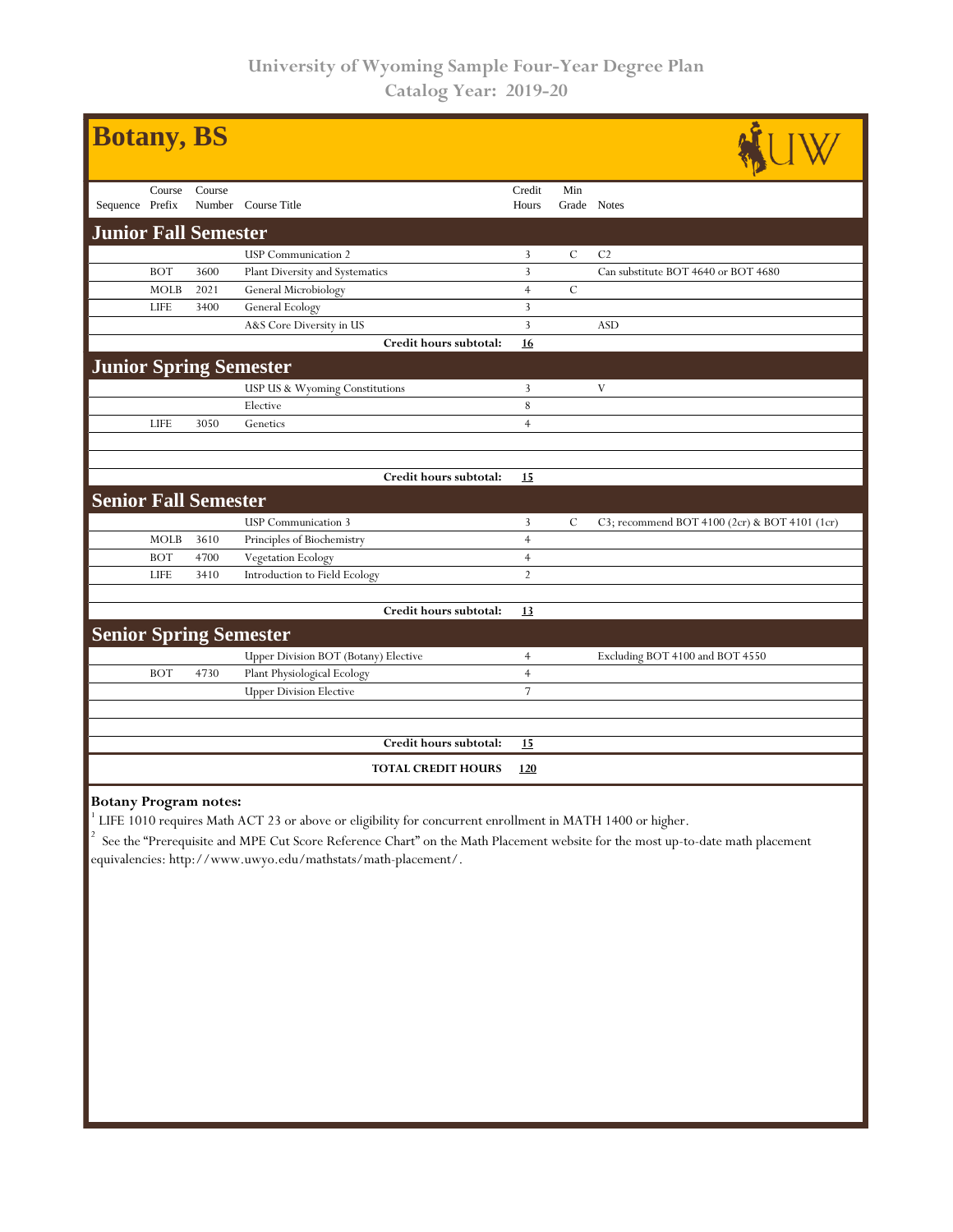University of Wyoming Sample Four-Year Degree Plan
Catalog Year: 2019-20

# Botany, BS

| Sequence | Course Prefix | Course Number | Course Title | Credit Hours | Min Grade | Notes |
|---|---|---|---|---|---|---|
| **Junior Fall Semester** | | | | | | |
| | | | USP Communication 2 | 3 | C | C2 |
| | BOT | 3600 | Plant Diversity and Systematics | 3 | | Can substitute BOT 4640 or BOT 4680 |
| | MOLB | 2021 | General Microbiology | 4 | C | |
| | LIFE | 3400 | General Ecology | 3 | | |
| | | | A&S Core Diversity in US | 3 | | ASD |
| | | | **Credit hours subtotal:** | **16** | | |
| **Junior Spring Semester** | | | | | | |
| | | | USP US & Wyoming Constitutions | 3 | | V |
| | | | Elective | 8 | | |
| | LIFE | 3050 | Genetics | 4 | | |
| | | | **Credit hours subtotal:** | **15** | | |
| **Senior Fall Semester** | | | | | | |
| | | | USP Communication 3 | 3 | C | C3; recommend BOT 4100 (2cr) & BOT 4101 (1cr) |
| | MOLB | 3610 | Principles of Biochemistry | 4 | | |
| | BOT | 4700 | Vegetation Ecology | 4 | | |
| | LIFE | 3410 | Introduction to Field Ecology | 2 | | |
| | | | **Credit hours subtotal:** | **13** | | |
| **Senior Spring Semester** | | | | | | |
| | | | Upper Division BOT (Botany) Elective | 4 | | Excluding BOT 4100 and BOT 4550 |
| | BOT | 4730 | Plant Physiological Ecology | 4 | | |
| | | | Upper Division Elective | 7 | | |
| | | | **Credit hours subtotal:** | **15** | | |
| | | | **TOTAL CREDIT HOURS** | **120** | | |

**Botany Program notes:**

[1] LIFE 1010 requires Math ACT 23 or above or eligibility for concurrent enrollment in MATH 1400 or higher.

[2] See the "Prerequisite and MPE Cut Score Reference Chart" on the Math Placement website for the most up-to-date math placement equivalencies: http://www.uwyo.edu/mathstats/math-placement/.